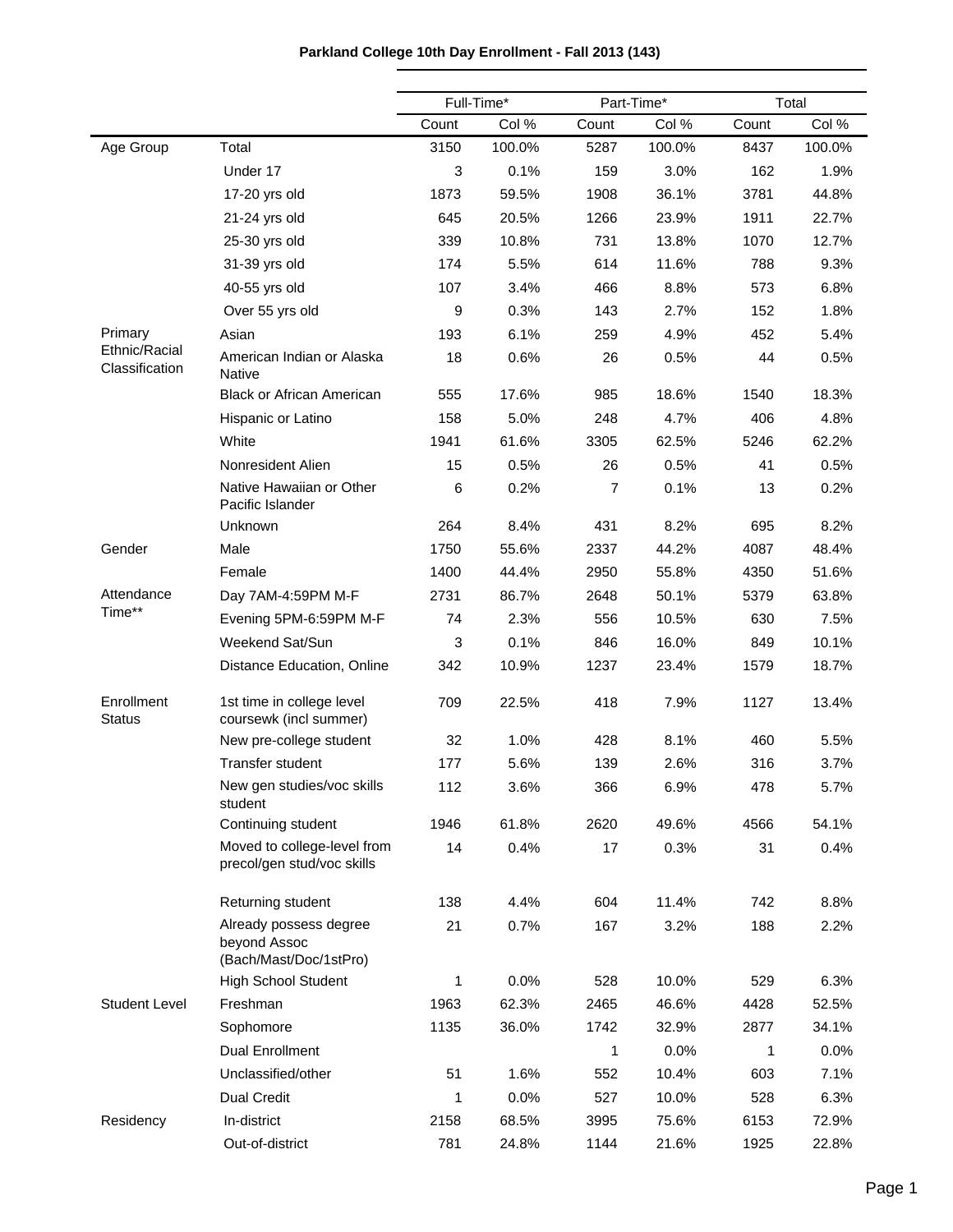# Parkland College 10th Day Enrollment - Fall 2013 (143)

| | | Full-Time* | | Part-Time* | | Total | |
|---|---|---|---|---|---|---|---|
| | | Count | Col % | Count | Col % | Count | Col % |
| Age Group | Total | 3150 | 100.0% | 5287 | 100.0% | 8437 | 100.0% |
| | Under 17 | 3 | 0.1% | 159 | 3.0% | 162 | 1.9% |
| | 17-20 yrs old | 1873 | 59.5% | 1908 | 36.1% | 3781 | 44.8% |
| | 21-24 yrs old | 645 | 20.5% | 1266 | 23.9% | 1911 | 22.7% |
| | 25-30 yrs old | 339 | 10.8% | 731 | 13.8% | 1070 | 12.7% |
| | 31-39 yrs old | 174 | 5.5% | 614 | 11.6% | 788 | 9.3% |
| | 40-55 yrs old | 107 | 3.4% | 466 | 8.8% | 573 | 6.8% |
| | Over 55 yrs old | 9 | 0.3% | 143 | 2.7% | 152 | 1.8% |
| Primary Ethnic/Racial Classification | Asian | 193 | 6.1% | 259 | 4.9% | 452 | 5.4% |
| | American Indian or Alaska Native | 18 | 0.6% | 26 | 0.5% | 44 | 0.5% |
| | Black or African American | 555 | 17.6% | 985 | 18.6% | 1540 | 18.3% |
| | Hispanic or Latino | 158 | 5.0% | 248 | 4.7% | 406 | 4.8% |
| | White | 1941 | 61.6% | 3305 | 62.5% | 5246 | 62.2% |
| | Nonresident Alien | 15 | 0.5% | 26 | 0.5% | 41 | 0.5% |
| | Native Hawaiian or Other Pacific Islander | 6 | 0.2% | 7 | 0.1% | 13 | 0.2% |
| | Unknown | 264 | 8.4% | 431 | 8.2% | 695 | 8.2% |
| Gender | Male | 1750 | 55.6% | 2337 | 44.2% | 4087 | 48.4% |
| | Female | 1400 | 44.4% | 2950 | 55.8% | 4350 | 51.6% |
| Attendance Time** | Day 7AM-4:59PM M-F | 2731 | 86.7% | 2648 | 50.1% | 5379 | 63.8% |
| | Evening 5PM-6:59PM M-F | 74 | 2.3% | 556 | 10.5% | 630 | 7.5% |
| | Weekend Sat/Sun | 3 | 0.1% | 846 | 16.0% | 849 | 10.1% |
| | Distance Education, Online | 342 | 10.9% | 1237 | 23.4% | 1579 | 18.7% |
| Enrollment Status | 1st time in college level coursewk (incl summer) | 709 | 22.5% | 418 | 7.9% | 1127 | 13.4% |
| | New pre-college student | 32 | 1.0% | 428 | 8.1% | 460 | 5.5% |
| | Transfer student | 177 | 5.6% | 139 | 2.6% | 316 | 3.7% |
| | New gen studies/voc skills student | 112 | 3.6% | 366 | 6.9% | 478 | 5.7% |
| | Continuing student | 1946 | 61.8% | 2620 | 49.6% | 4566 | 54.1% |
| | Moved to college-level from precol/gen stud/voc skills | 14 | 0.4% | 17 | 0.3% | 31 | 0.4% |
| | Returning student | 138 | 4.4% | 604 | 11.4% | 742 | 8.8% |
| | Already possess degree beyond Assoc (Bach/Mast/Doc/1stPro) | 21 | 0.7% | 167 | 3.2% | 188 | 2.2% |
| | High School Student | 1 | 0.0% | 528 | 10.0% | 529 | 6.3% |
| Student Level | Freshman | 1963 | 62.3% | 2465 | 46.6% | 4428 | 52.5% |
| | Sophomore | 1135 | 36.0% | 1742 | 32.9% | 2877 | 34.1% |
| | Dual Enrollment | | | 1 | 0.0% | 1 | 0.0% |
| | Unclassified/other | 51 | 1.6% | 552 | 10.4% | 603 | 7.1% |
| | Dual Credit | 1 | 0.0% | 527 | 10.0% | 528 | 6.3% |
| Residency | In-district | 2158 | 68.5% | 3995 | 75.6% | 6153 | 72.9% |
| | Out-of-district | 781 | 24.8% | 1144 | 21.6% | 1925 | 22.8% |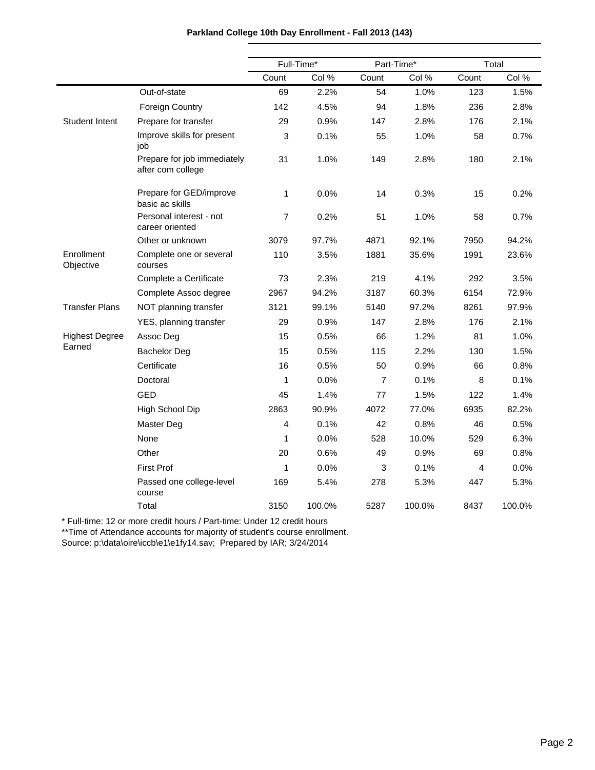**Parkland College 10th Day Enrollment - Fall 2013 (143)**

| | | Full-Time* | | Part-Time* | | Total | |
|---|---|---|---|---|---|---|---|
| | | Count | Col % | Count | Col % | Count | Col % |
| | Out-of-state | 69 | 2.2% | 54 | 1.0% | 123 | 1.5% |
| | Foreign Country | 142 | 4.5% | 94 | 1.8% | 236 | 2.8% |
| Student Intent | Prepare for transfer | 29 | 0.9% | 147 | 2.8% | 176 | 2.1% |
| | Improve skills for present job | 3 | 0.1% | 55 | 1.0% | 58 | 0.7% |
| | Prepare for job immediately after com college | 31 | 1.0% | 149 | 2.8% | 180 | 2.1% |
| | Prepare for GED/improve basic ac skills | 1 | 0.0% | 14 | 0.3% | 15 | 0.2% |
| | Personal interest - not career oriented | 7 | 0.2% | 51 | 1.0% | 58 | 0.7% |
| | Other or unknown | 3079 | 97.7% | 4871 | 92.1% | 7950 | 94.2% |
| Enrollment Objective | Complete one or several courses | 110 | 3.5% | 1881 | 35.6% | 1991 | 23.6% |
| | Complete a Certificate | 73 | 2.3% | 219 | 4.1% | 292 | 3.5% |
| | Complete Assoc degree | 2967 | 94.2% | 3187 | 60.3% | 6154 | 72.9% |
| Transfer Plans | NOT planning transfer | 3121 | 99.1% | 5140 | 97.2% | 8261 | 97.9% |
| | YES, planning transfer | 29 | 0.9% | 147 | 2.8% | 176 | 2.1% |
| Highest Degree Earned | Assoc Deg | 15 | 0.5% | 66 | 1.2% | 81 | 1.0% |
| | Bachelor Deg | 15 | 0.5% | 115 | 2.2% | 130 | 1.5% |
| | Certificate | 16 | 0.5% | 50 | 0.9% | 66 | 0.8% |
| | Doctoral | 1 | 0.0% | 7 | 0.1% | 8 | 0.1% |
| | GED | 45 | 1.4% | 77 | 1.5% | 122 | 1.4% |
| | High School Dip | 2863 | 90.9% | 4072 | 77.0% | 6935 | 82.2% |
| | Master Deg | 4 | 0.1% | 42 | 0.8% | 46 | 0.5% |
| | None | 1 | 0.0% | 528 | 10.0% | 529 | 6.3% |
| | Other | 20 | 0.6% | 49 | 0.9% | 69 | 0.8% |
| | First Prof | 1 | 0.0% | 3 | 0.1% | 4 | 0.0% |
| | Passed one college-level course | 169 | 5.4% | 278 | 5.3% | 447 | 5.3% |
| | Total | 3150 | 100.0% | 5287 | 100.0% | 8437 | 100.0% |

* Full-time: 12 or more credit hours / Part-time: Under 12 credit hours
**Time of Attendance accounts for majority of student's course enrollment.
Source: p:\data\oire\iccb\e1\e1fy14.sav; Prepared by IAR; 3/24/2014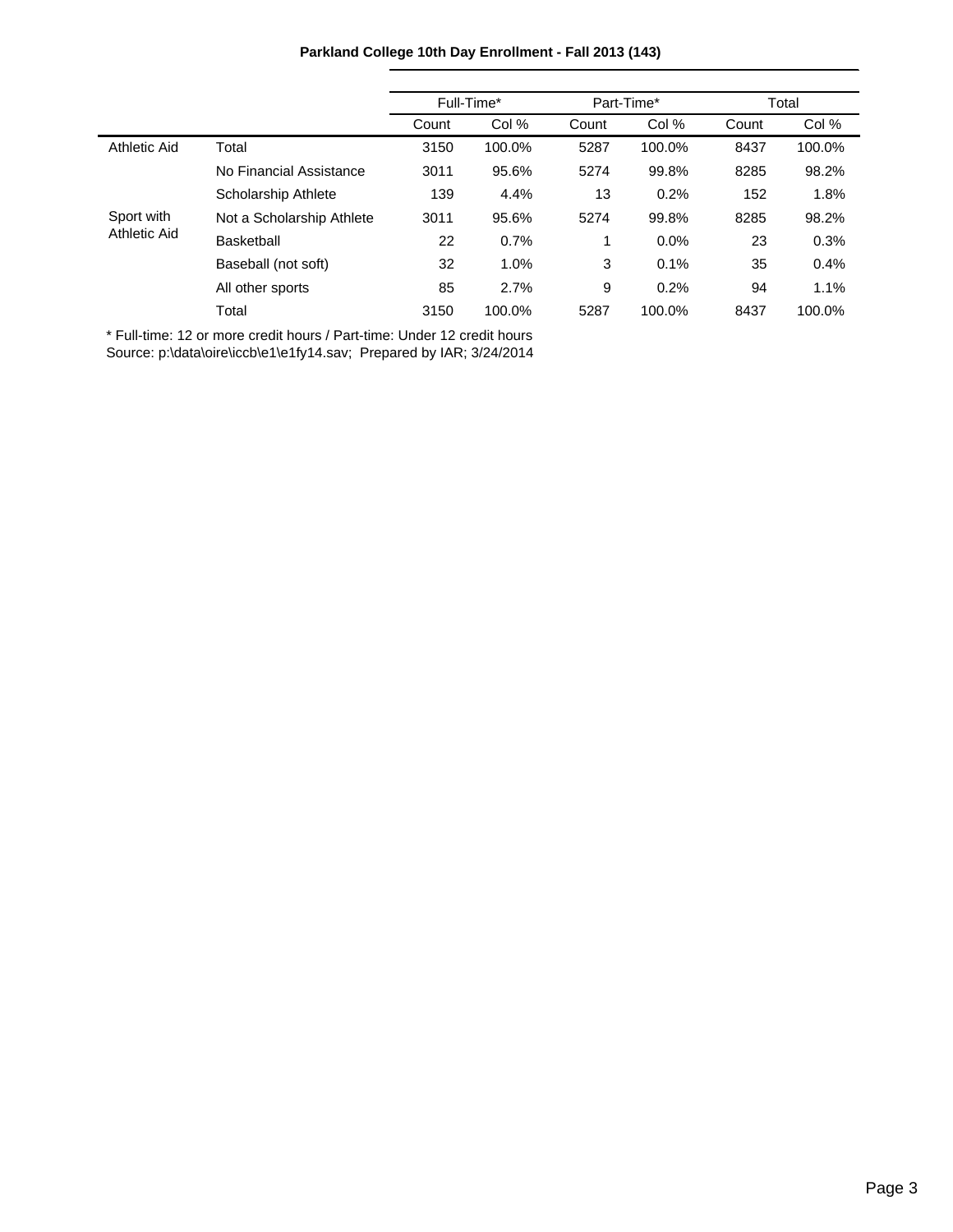**Parkland College 10th Day Enrollment - Fall 2013 (143)**

| | | Full-Time* | | Part-Time* | | Total | |
|---|---|---|---|---|---|---|---|
| | | Count | Col % | Count | Col % | Count | Col % |
| Athletic Aid | Total | 3150 | 100.0% | 5287 | 100.0% | 8437 | 100.0% |
| | No Financial Assistance | 3011 | 95.6% | 5274 | 99.8% | 8285 | 98.2% |
| | Scholarship Athlete | 139 | 4.4% | 13 | 0.2% | 152 | 1.8% |
| Sport with Athletic Aid | Not a Scholarship Athlete | 3011 | 95.6% | 5274 | 99.8% | 8285 | 98.2% |
| | Basketball | 22 | 0.7% | 1 | 0.0% | 23 | 0.3% |
| | Baseball (not soft) | 32 | 1.0% | 3 | 0.1% | 35 | 0.4% |
| | All other sports | 85 | 2.7% | 9 | 0.2% | 94 | 1.1% |
| | Total | 3150 | 100.0% | 5287 | 100.0% | 8437 | 100.0% |

* Full-time: 12 or more credit hours / Part-time: Under 12 credit hours
Source: p:\data\oire\iccb\e1\e1fy14.sav; Prepared by IAR; 3/24/2014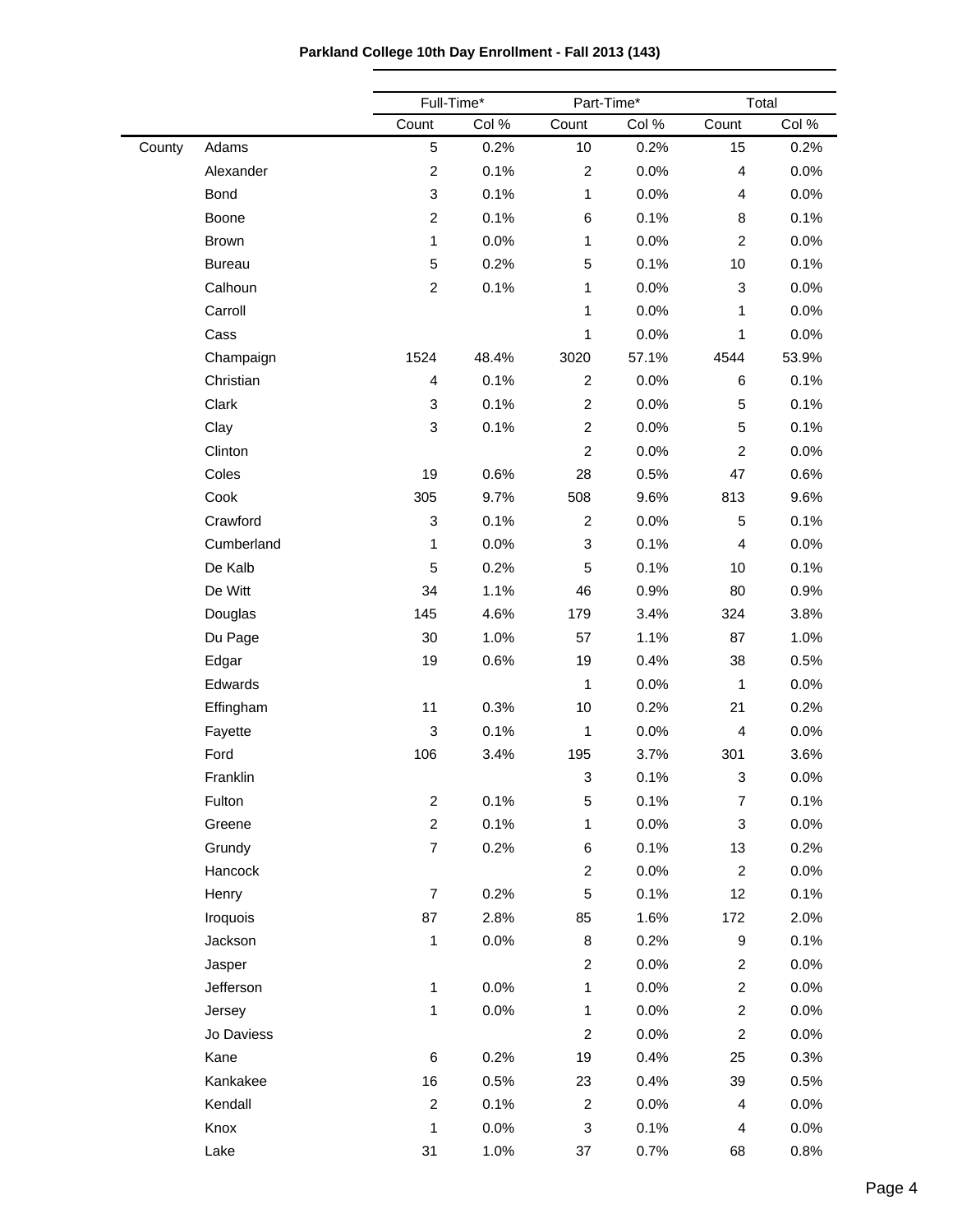**Parkland College 10th Day Enrollment - Fall 2013 (143)**

| | | Full-Time* | | Part-Time* | | Total | |
|---|---|---|---|---|---|---|---|
| | | Count | Col % | Count | Col % | Count | Col % |
| County | Adams | 5 | 0.2% | 10 | 0.2% | 15 | 0.2% |
| | Alexander | 2 | 0.1% | 2 | 0.0% | 4 | 0.0% |
| | Bond | 3 | 0.1% | 1 | 0.0% | 4 | 0.0% |
| | Boone | 2 | 0.1% | 6 | 0.1% | 8 | 0.1% |
| | Brown | 1 | 0.0% | 1 | 0.0% | 2 | 0.0% |
| | Bureau | 5 | 0.2% | 5 | 0.1% | 10 | 0.1% |
| | Calhoun | 2 | 0.1% | 1 | 0.0% | 3 | 0.0% |
| | Carroll | | | 1 | 0.0% | 1 | 0.0% |
| | Cass | | | 1 | 0.0% | 1 | 0.0% |
| | Champaign | 1524 | 48.4% | 3020 | 57.1% | 4544 | 53.9% |
| | Christian | 4 | 0.1% | 2 | 0.0% | 6 | 0.1% |
| | Clark | 3 | 0.1% | 2 | 0.0% | 5 | 0.1% |
| | Clay | 3 | 0.1% | 2 | 0.0% | 5 | 0.1% |
| | Clinton | | | 2 | 0.0% | 2 | 0.0% |
| | Coles | 19 | 0.6% | 28 | 0.5% | 47 | 0.6% |
| | Cook | 305 | 9.7% | 508 | 9.6% | 813 | 9.6% |
| | Crawford | 3 | 0.1% | 2 | 0.0% | 5 | 0.1% |
| | Cumberland | 1 | 0.0% | 3 | 0.1% | 4 | 0.0% |
| | De Kalb | 5 | 0.2% | 5 | 0.1% | 10 | 0.1% |
| | De Witt | 34 | 1.1% | 46 | 0.9% | 80 | 0.9% |
| | Douglas | 145 | 4.6% | 179 | 3.4% | 324 | 3.8% |
| | Du Page | 30 | 1.0% | 57 | 1.1% | 87 | 1.0% |
| | Edgar | 19 | 0.6% | 19 | 0.4% | 38 | 0.5% |
| | Edwards | | | 1 | 0.0% | 1 | 0.0% |
| | Effingham | 11 | 0.3% | 10 | 0.2% | 21 | 0.2% |
| | Fayette | 3 | 0.1% | 1 | 0.0% | 4 | 0.0% |
| | Ford | 106 | 3.4% | 195 | 3.7% | 301 | 3.6% |
| | Franklin | | | 3 | 0.1% | 3 | 0.0% |
| | Fulton | 2 | 0.1% | 5 | 0.1% | 7 | 0.1% |
| | Greene | 2 | 0.1% | 1 | 0.0% | 3 | 0.0% |
| | Grundy | 7 | 0.2% | 6 | 0.1% | 13 | 0.2% |
| | Hancock | | | 2 | 0.0% | 2 | 0.0% |
| | Henry | 7 | 0.2% | 5 | 0.1% | 12 | 0.1% |
| | Iroquois | 87 | 2.8% | 85 | 1.6% | 172 | 2.0% |
| | Jackson | 1 | 0.0% | 8 | 0.2% | 9 | 0.1% |
| | Jasper | | | 2 | 0.0% | 2 | 0.0% |
| | Jefferson | 1 | 0.0% | 1 | 0.0% | 2 | 0.0% |
| | Jersey | 1 | 0.0% | 1 | 0.0% | 2 | 0.0% |
| | Jo Daviess | | | 2 | 0.0% | 2 | 0.0% |
| | Kane | 6 | 0.2% | 19 | 0.4% | 25 | 0.3% |
| | Kankakee | 16 | 0.5% | 23 | 0.4% | 39 | 0.5% |
| | Kendall | 2 | 0.1% | 2 | 0.0% | 4 | 0.0% |
| | Knox | 1 | 0.0% | 3 | 0.1% | 4 | 0.0% |
| | Lake | 31 | 1.0% | 37 | 0.7% | 68 | 0.8% |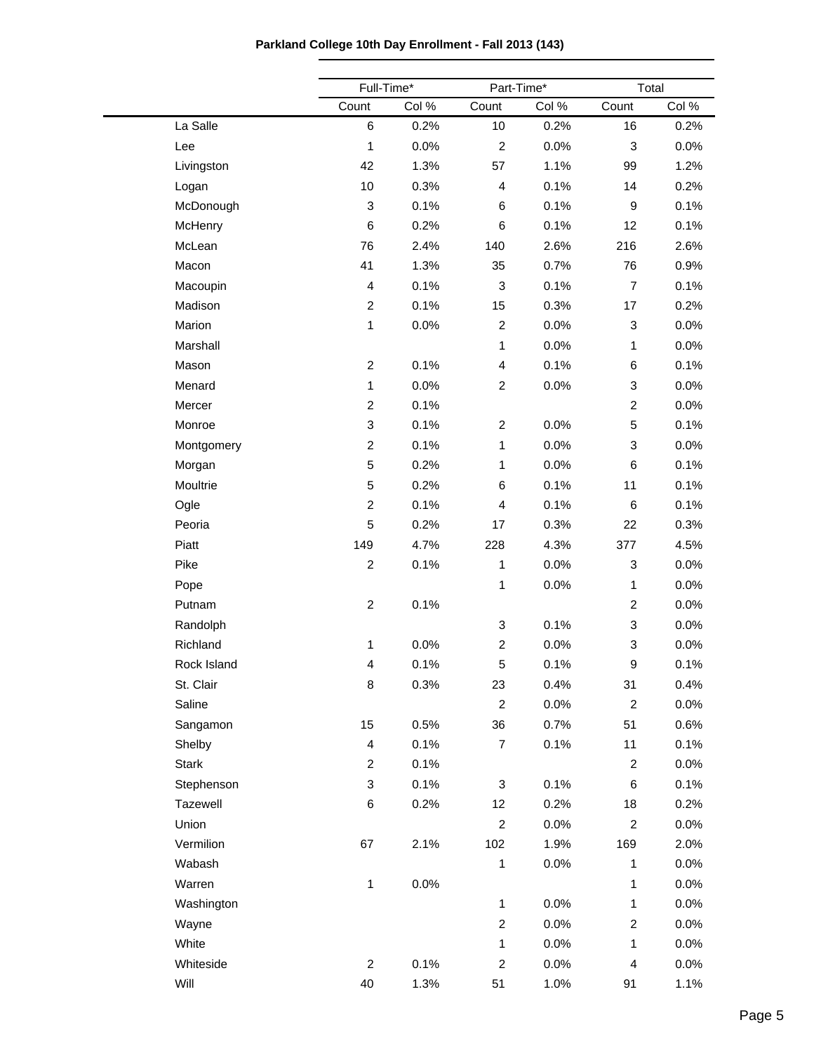**Parkland College 10th Day Enrollment - Fall 2013 (143)**

| | Full-Time* | | Part-Time* | | Total | |
|---|---|---|---|---|---|---|
| | Count | Col % | Count | Col % | Count | Col % |
| La Salle | 6 | 0.2% | 10 | 0.2% | 16 | 0.2% |
| Lee | 1 | 0.0% | 2 | 0.0% | 3 | 0.0% |
| Livingston | 42 | 1.3% | 57 | 1.1% | 99 | 1.2% |
| Logan | 10 | 0.3% | 4 | 0.1% | 14 | 0.2% |
| McDonough | 3 | 0.1% | 6 | 0.1% | 9 | 0.1% |
| McHenry | 6 | 0.2% | 6 | 0.1% | 12 | 0.1% |
| McLean | 76 | 2.4% | 140 | 2.6% | 216 | 2.6% |
| Macon | 41 | 1.3% | 35 | 0.7% | 76 | 0.9% |
| Macoupin | 4 | 0.1% | 3 | 0.1% | 7 | 0.1% |
| Madison | 2 | 0.1% | 15 | 0.3% | 17 | 0.2% |
| Marion | 1 | 0.0% | 2 | 0.0% | 3 | 0.0% |
| Marshall | | | 1 | 0.0% | 1 | 0.0% |
| Mason | 2 | 0.1% | 4 | 0.1% | 6 | 0.1% |
| Menard | 1 | 0.0% | 2 | 0.0% | 3 | 0.0% |
| Mercer | 2 | 0.1% | | | 2 | 0.0% |
| Monroe | 3 | 0.1% | 2 | 0.0% | 5 | 0.1% |
| Montgomery | 2 | 0.1% | 1 | 0.0% | 3 | 0.0% |
| Morgan | 5 | 0.2% | 1 | 0.0% | 6 | 0.1% |
| Moultrie | 5 | 0.2% | 6 | 0.1% | 11 | 0.1% |
| Ogle | 2 | 0.1% | 4 | 0.1% | 6 | 0.1% |
| Peoria | 5 | 0.2% | 17 | 0.3% | 22 | 0.3% |
| Piatt | 149 | 4.7% | 228 | 4.3% | 377 | 4.5% |
| Pike | 2 | 0.1% | 1 | 0.0% | 3 | 0.0% |
| Pope | | | 1 | 0.0% | 1 | 0.0% |
| Putnam | 2 | 0.1% | | | 2 | 0.0% |
| Randolph | | | 3 | 0.1% | 3 | 0.0% |
| Richland | 1 | 0.0% | 2 | 0.0% | 3 | 0.0% |
| Rock Island | 4 | 0.1% | 5 | 0.1% | 9 | 0.1% |
| St. Clair | 8 | 0.3% | 23 | 0.4% | 31 | 0.4% |
| Saline | | | 2 | 0.0% | 2 | 0.0% |
| Sangamon | 15 | 0.5% | 36 | 0.7% | 51 | 0.6% |
| Shelby | 4 | 0.1% | 7 | 0.1% | 11 | 0.1% |
| Stark | 2 | 0.1% | | | 2 | 0.0% |
| Stephenson | 3 | 0.1% | 3 | 0.1% | 6 | 0.1% |
| Tazewell | 6 | 0.2% | 12 | 0.2% | 18 | 0.2% |
| Union | | | 2 | 0.0% | 2 | 0.0% |
| Vermilion | 67 | 2.1% | 102 | 1.9% | 169 | 2.0% |
| Wabash | | | 1 | 0.0% | 1 | 0.0% |
| Warren | 1 | 0.0% | | | 1 | 0.0% |
| Washington | | | 1 | 0.0% | 1 | 0.0% |
| Wayne | | | 2 | 0.0% | 2 | 0.0% |
| White | | | 1 | 0.0% | 1 | 0.0% |
| Whiteside | 2 | 0.1% | 2 | 0.0% | 4 | 0.0% |
| Will | 40 | 1.3% | 51 | 1.0% | 91 | 1.1% |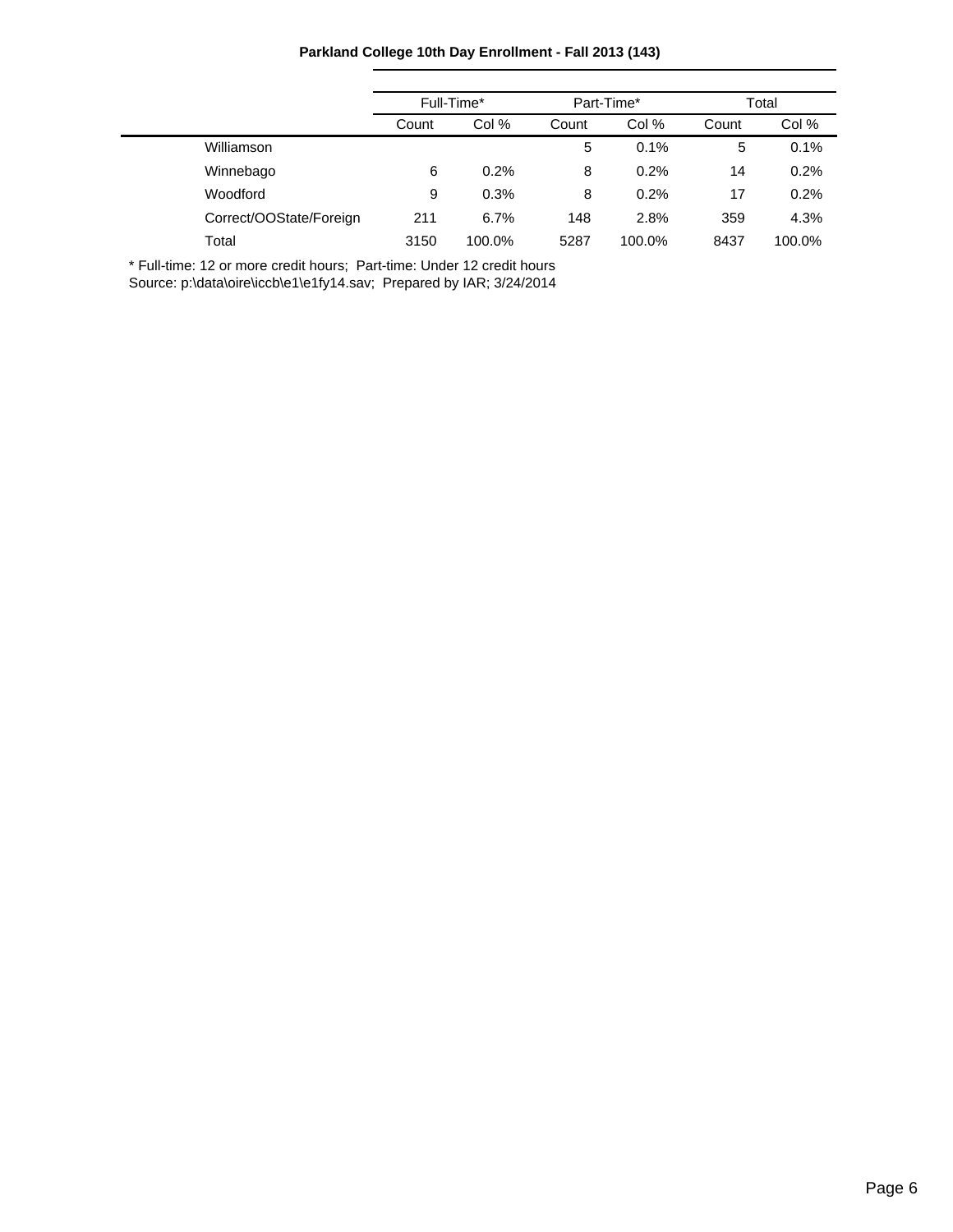**Parkland College 10th Day Enrollment - Fall 2013 (143)**

| | Full-Time* | | Part-Time* | | Total | |
|---|---|---|---|---|---|---|
| | Count | Col % | Count | Col % | Count | Col % |
| Williamson | | | 5 | 0.1% | 5 | 0.1% |
| Winnebago | 6 | 0.2% | 8 | 0.2% | 14 | 0.2% |
| Woodford | 9 | 0.3% | 8 | 0.2% | 17 | 0.2% |
| Correct/OOState/Foreign | 211 | 6.7% | 148 | 2.8% | 359 | 4.3% |
| Total | 3150 | 100.0% | 5287 | 100.0% | 8437 | 100.0% |

* Full-time: 12 or more credit hours; Part-time: Under 12 credit hours
Source: p:\data\oire\iccb\e1\e1fy14.sav; Prepared by IAR; 3/24/2014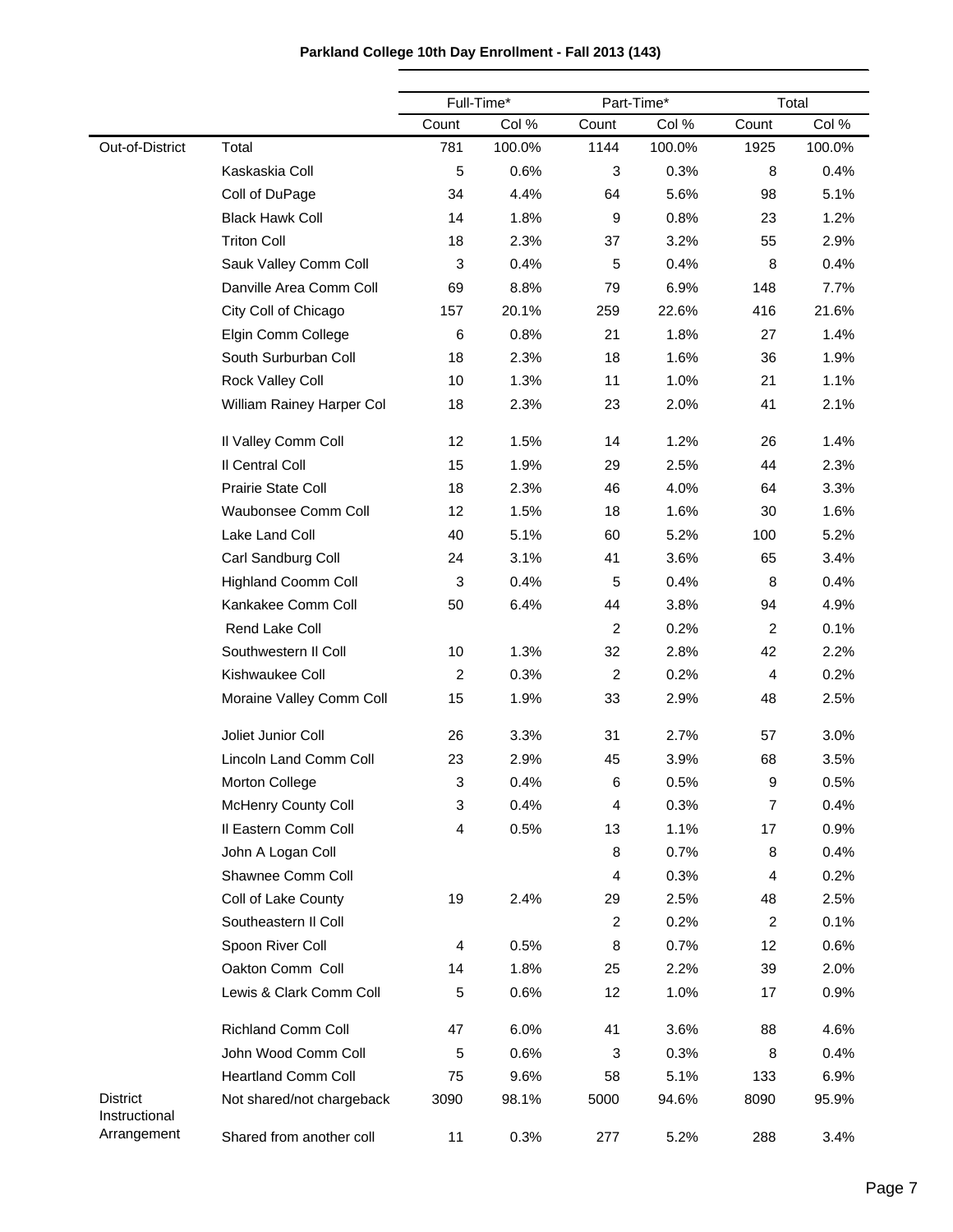**Parkland College 10th Day Enrollment - Fall 2013 (143)**

| | | Full-Time* | | Part-Time* | | Total | |
|---|---|---|---|---|---|---|---|
| | | Count | Col % | Count | Col % | Count | Col % |
| Out-of-District | Total | 781 | 100.0% | 1144 | 100.0% | 1925 | 100.0% |
| | Kaskaskia Coll | 5 | 0.6% | 3 | 0.3% | 8 | 0.4% |
| | Coll of DuPage | 34 | 4.4% | 64 | 5.6% | 98 | 5.1% |
| | Black Hawk Coll | 14 | 1.8% | 9 | 0.8% | 23 | 1.2% |
| | Triton Coll | 18 | 2.3% | 37 | 3.2% | 55 | 2.9% |
| | Sauk Valley Comm Coll | 3 | 0.4% | 5 | 0.4% | 8 | 0.4% |
| | Danville Area Comm Coll | 69 | 8.8% | 79 | 6.9% | 148 | 7.7% |
| | City Coll of Chicago | 157 | 20.1% | 259 | 22.6% | 416 | 21.6% |
| | Elgin Comm College | 6 | 0.8% | 21 | 1.8% | 27 | 1.4% |
| | South Surburban Coll | 18 | 2.3% | 18 | 1.6% | 36 | 1.9% |
| | Rock Valley Coll | 10 | 1.3% | 11 | 1.0% | 21 | 1.1% |
| | William Rainey Harper Col | 18 | 2.3% | 23 | 2.0% | 41 | 2.1% |
| | Il Valley Comm Coll | 12 | 1.5% | 14 | 1.2% | 26 | 1.4% |
| | Il Central Coll | 15 | 1.9% | 29 | 2.5% | 44 | 2.3% |
| | Prairie State Coll | 18 | 2.3% | 46 | 4.0% | 64 | 3.3% |
| | Waubonsee Comm Coll | 12 | 1.5% | 18 | 1.6% | 30 | 1.6% |
| | Lake Land Coll | 40 | 5.1% | 60 | 5.2% | 100 | 5.2% |
| | Carl Sandburg Coll | 24 | 3.1% | 41 | 3.6% | 65 | 3.4% |
| | Highland Coomm Coll | 3 | 0.4% | 5 | 0.4% | 8 | 0.4% |
| | Kankakee Comm Coll | 50 | 6.4% | 44 | 3.8% | 94 | 4.9% |
| | Rend Lake Coll | | | 2 | 0.2% | 2 | 0.1% |
| | Southwestern Il Coll | 10 | 1.3% | 32 | 2.8% | 42 | 2.2% |
| | Kishwaukee Coll | 2 | 0.3% | 2 | 0.2% | 4 | 0.2% |
| | Moraine Valley Comm Coll | 15 | 1.9% | 33 | 2.9% | 48 | 2.5% |
| | Joliet Junior Coll | 26 | 3.3% | 31 | 2.7% | 57 | 3.0% |
| | Lincoln Land Comm Coll | 23 | 2.9% | 45 | 3.9% | 68 | 3.5% |
| | Morton College | 3 | 0.4% | 6 | 0.5% | 9 | 0.5% |
| | McHenry County Coll | 3 | 0.4% | 4 | 0.3% | 7 | 0.4% |
| | Il Eastern Comm Coll | 4 | 0.5% | 13 | 1.1% | 17 | 0.9% |
| | John A Logan Coll | | | 8 | 0.7% | 8 | 0.4% |
| | Shawnee Comm Coll | | | 4 | 0.3% | 4 | 0.2% |
| | Coll of Lake County | 19 | 2.4% | 29 | 2.5% | 48 | 2.5% |
| | Southeastern Il Coll | | | 2 | 0.2% | 2 | 0.1% |
| | Spoon River Coll | 4 | 0.5% | 8 | 0.7% | 12 | 0.6% |
| | Oakton Comm Coll | 14 | 1.8% | 25 | 2.2% | 39 | 2.0% |
| | Lewis & Clark Comm Coll | 5 | 0.6% | 12 | 1.0% | 17 | 0.9% |
| | Richland Comm Coll | 47 | 6.0% | 41 | 3.6% | 88 | 4.6% |
| | John Wood Comm Coll | 5 | 0.6% | 3 | 0.3% | 8 | 0.4% |
| | Heartland Comm Coll | 75 | 9.6% | 58 | 5.1% | 133 | 6.9% |
| District Instructional Arrangement | Not shared/not chargeback | 3090 | 98.1% | 5000 | 94.6% | 8090 | 95.9% |
| | Shared from another coll | 11 | 0.3% | 277 | 5.2% | 288 | 3.4% |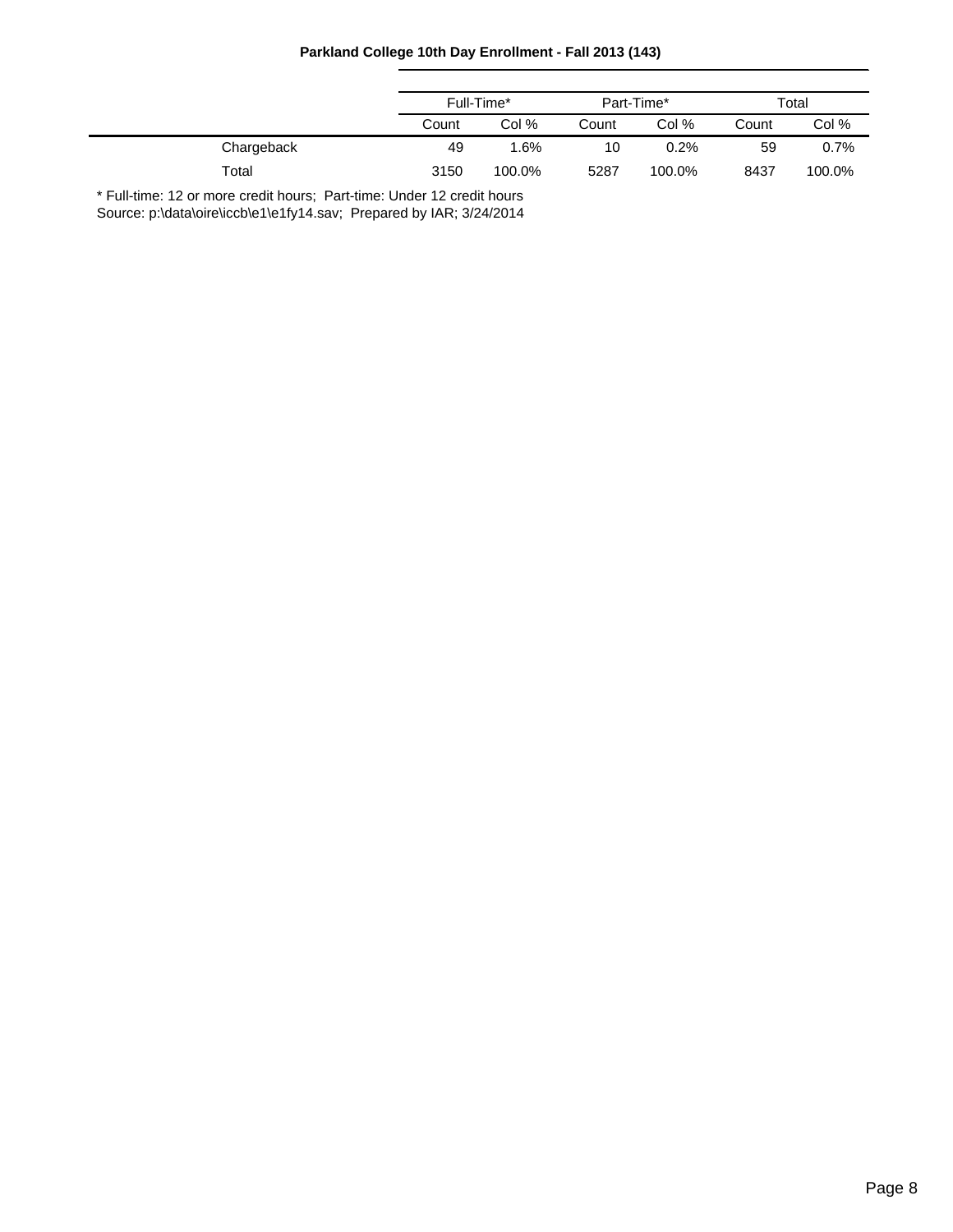**Parkland College 10th Day Enrollment - Fall 2013 (143)**

| | Full-Time* | | Part-Time* | | Total | |
|---|---|---|---|---|---|---|
| | Count | Col % | Count | Col % | Count | Col % |
| Chargeback | 49 | 1.6% | 10 | 0.2% | 59 | 0.7% |
| Total | 3150 | 100.0% | 5287 | 100.0% | 8437 | 100.0% |

* Full-time: 12 or more credit hours; Part-time: Under 12 credit hours
Source: p:\data\oire\iccb\e1\e1fy14.sav; Prepared by IAR; 3/24/2014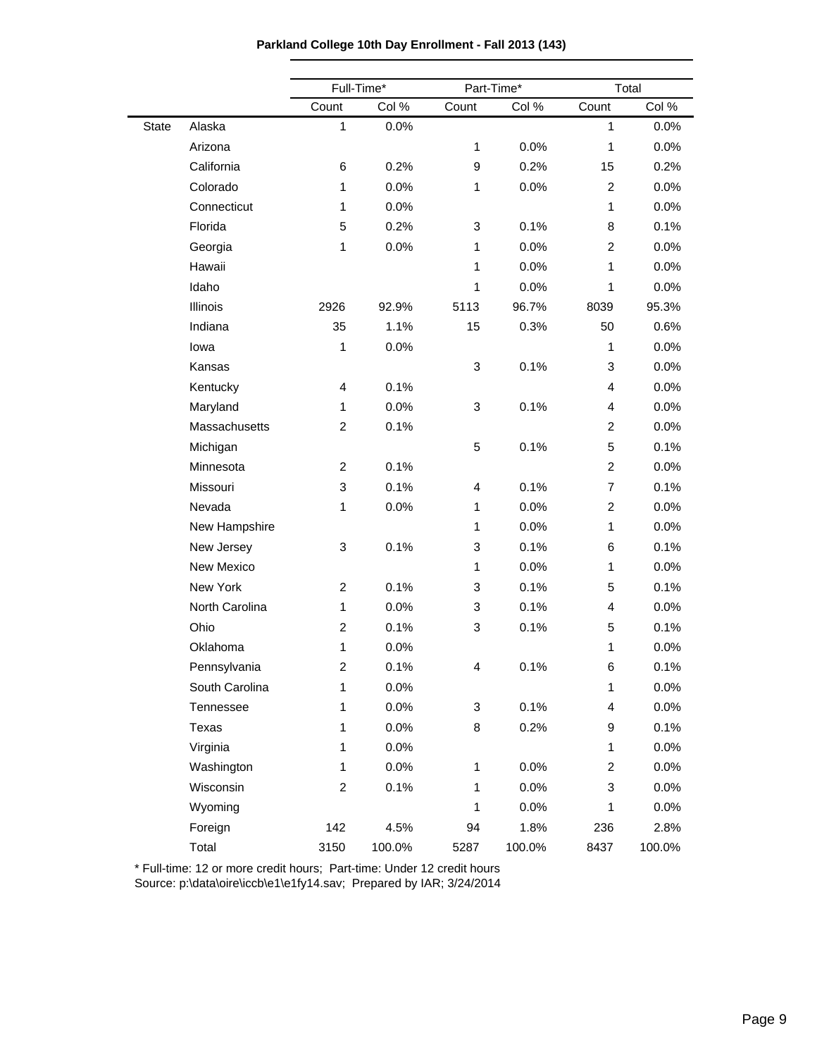**Parkland College 10th Day Enrollment - Fall 2013 (143)**

| | | Full-Time* | | Part-Time* | | Total | |
|---|---|---|---|---|---|---|---|
| | | Count | Col % | Count | Col % | Count | Col % |
| State | Alaska | 1 | 0.0% | | | 1 | 0.0% |
| | Arizona | | | 1 | 0.0% | 1 | 0.0% |
| | California | 6 | 0.2% | 9 | 0.2% | 15 | 0.2% |
| | Colorado | 1 | 0.0% | 1 | 0.0% | 2 | 0.0% |
| | Connecticut | 1 | 0.0% | | | 1 | 0.0% |
| | Florida | 5 | 0.2% | 3 | 0.1% | 8 | 0.1% |
| | Georgia | 1 | 0.0% | 1 | 0.0% | 2 | 0.0% |
| | Hawaii | | | 1 | 0.0% | 1 | 0.0% |
| | Idaho | | | 1 | 0.0% | 1 | 0.0% |
| | Illinois | 2926 | 92.9% | 5113 | 96.7% | 8039 | 95.3% |
| | Indiana | 35 | 1.1% | 15 | 0.3% | 50 | 0.6% |
| | Iowa | 1 | 0.0% | | | 1 | 0.0% |
| | Kansas | | | 3 | 0.1% | 3 | 0.0% |
| | Kentucky | 4 | 0.1% | | | 4 | 0.0% |
| | Maryland | 1 | 0.0% | 3 | 0.1% | 4 | 0.0% |
| | Massachusetts | 2 | 0.1% | | | 2 | 0.0% |
| | Michigan | | | 5 | 0.1% | 5 | 0.1% |
| | Minnesota | 2 | 0.1% | | | 2 | 0.0% |
| | Missouri | 3 | 0.1% | 4 | 0.1% | 7 | 0.1% |
| | Nevada | 1 | 0.0% | 1 | 0.0% | 2 | 0.0% |
| | New Hampshire | | | 1 | 0.0% | 1 | 0.0% |
| | New Jersey | 3 | 0.1% | 3 | 0.1% | 6 | 0.1% |
| | New Mexico | | | 1 | 0.0% | 1 | 0.0% |
| | New York | 2 | 0.1% | 3 | 0.1% | 5 | 0.1% |
| | North Carolina | 1 | 0.0% | 3 | 0.1% | 4 | 0.0% |
| | Ohio | 2 | 0.1% | 3 | 0.1% | 5 | 0.1% |
| | Oklahoma | 1 | 0.0% | | | 1 | 0.0% |
| | Pennsylvania | 2 | 0.1% | 4 | 0.1% | 6 | 0.1% |
| | South Carolina | 1 | 0.0% | | | 1 | 0.0% |
| | Tennessee | 1 | 0.0% | 3 | 0.1% | 4 | 0.0% |
| | Texas | 1 | 0.0% | 8 | 0.2% | 9 | 0.1% |
| | Virginia | 1 | 0.0% | | | 1 | 0.0% |
| | Washington | 1 | 0.0% | 1 | 0.0% | 2 | 0.0% |
| | Wisconsin | 2 | 0.1% | 1 | 0.0% | 3 | 0.0% |
| | Wyoming | | | 1 | 0.0% | 1 | 0.0% |
| | Foreign | 142 | 4.5% | 94 | 1.8% | 236 | 2.8% |
| | Total | 3150 | 100.0% | 5287 | 100.0% | 8437 | 100.0% |

* Full-time: 12 or more credit hours; Part-time: Under 12 credit hours
Source: p:\data\oire\iccb\e1\e1fy14.sav; Prepared by IAR; 3/24/2014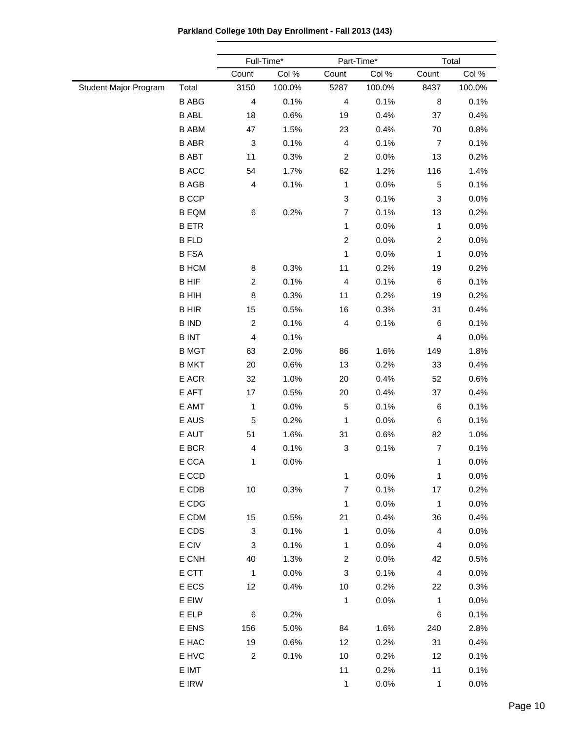**Parkland College 10th Day Enrollment - Fall 2013 (143)**

| | | Full-Time* | | Part-Time* | | Total | |
|---|---|---|---|---|---|---|---|
| | | Count | Col % | Count | Col % | Count | Col % |
| Student Major Program | Total | 3150 | 100.0% | 5287 | 100.0% | 8437 | 100.0% |
| | B ABG | 4 | 0.1% | 4 | 0.1% | 8 | 0.1% |
| | B ABL | 18 | 0.6% | 19 | 0.4% | 37 | 0.4% |
| | B ABM | 47 | 1.5% | 23 | 0.4% | 70 | 0.8% |
| | B ABR | 3 | 0.1% | 4 | 0.1% | 7 | 0.1% |
| | B ABT | 11 | 0.3% | 2 | 0.0% | 13 | 0.2% |
| | B ACC | 54 | 1.7% | 62 | 1.2% | 116 | 1.4% |
| | B AGB | 4 | 0.1% | 1 | 0.0% | 5 | 0.1% |
| | B CCP | | | 3 | 0.1% | 3 | 0.0% |
| | B EQM | 6 | 0.2% | 7 | 0.1% | 13 | 0.2% |
| | B ETR | | | 1 | 0.0% | 1 | 0.0% |
| | B FLD | | | 2 | 0.0% | 2 | 0.0% |
| | B FSA | | | 1 | 0.0% | 1 | 0.0% |
| | B HCM | 8 | 0.3% | 11 | 0.2% | 19 | 0.2% |
| | B HIF | 2 | 0.1% | 4 | 0.1% | 6 | 0.1% |
| | B HIH | 8 | 0.3% | 11 | 0.2% | 19 | 0.2% |
| | B HIR | 15 | 0.5% | 16 | 0.3% | 31 | 0.4% |
| | B IND | 2 | 0.1% | 4 | 0.1% | 6 | 0.1% |
| | B INT | 4 | 0.1% | | | 4 | 0.0% |
| | B MGT | 63 | 2.0% | 86 | 1.6% | 149 | 1.8% |
| | B MKT | 20 | 0.6% | 13 | 0.2% | 33 | 0.4% |
| | E ACR | 32 | 1.0% | 20 | 0.4% | 52 | 0.6% |
| | E AFT | 17 | 0.5% | 20 | 0.4% | 37 | 0.4% |
| | E AMT | 1 | 0.0% | 5 | 0.1% | 6 | 0.1% |
| | E AUS | 5 | 0.2% | 1 | 0.0% | 6 | 0.1% |
| | E AUT | 51 | 1.6% | 31 | 0.6% | 82 | 1.0% |
| | E BCR | 4 | 0.1% | 3 | 0.1% | 7 | 0.1% |
| | E CCA | 1 | 0.0% | | | 1 | 0.0% |
| | E CCD | | | 1 | 0.0% | 1 | 0.0% |
| | E CDB | 10 | 0.3% | 7 | 0.1% | 17 | 0.2% |
| | E CDG | | | 1 | 0.0% | 1 | 0.0% |
| | E CDM | 15 | 0.5% | 21 | 0.4% | 36 | 0.4% |
| | E CDS | 3 | 0.1% | 1 | 0.0% | 4 | 0.0% |
| | E CIV | 3 | 0.1% | 1 | 0.0% | 4 | 0.0% |
| | E CNH | 40 | 1.3% | 2 | 0.0% | 42 | 0.5% |
| | E CTT | 1 | 0.0% | 3 | 0.1% | 4 | 0.0% |
| | E ECS | 12 | 0.4% | 10 | 0.2% | 22 | 0.3% |
| | E EIW | | | 1 | 0.0% | 1 | 0.0% |
| | E ELP | 6 | 0.2% | | | 6 | 0.1% |
| | E ENS | 156 | 5.0% | 84 | 1.6% | 240 | 2.8% |
| | E HAC | 19 | 0.6% | 12 | 0.2% | 31 | 0.4% |
| | E HVC | 2 | 0.1% | 10 | 0.2% | 12 | 0.1% |
| | E IMT | | | 11 | 0.2% | 11 | 0.1% |
| | E IRW | | | 1 | 0.0% | 1 | 0.0% |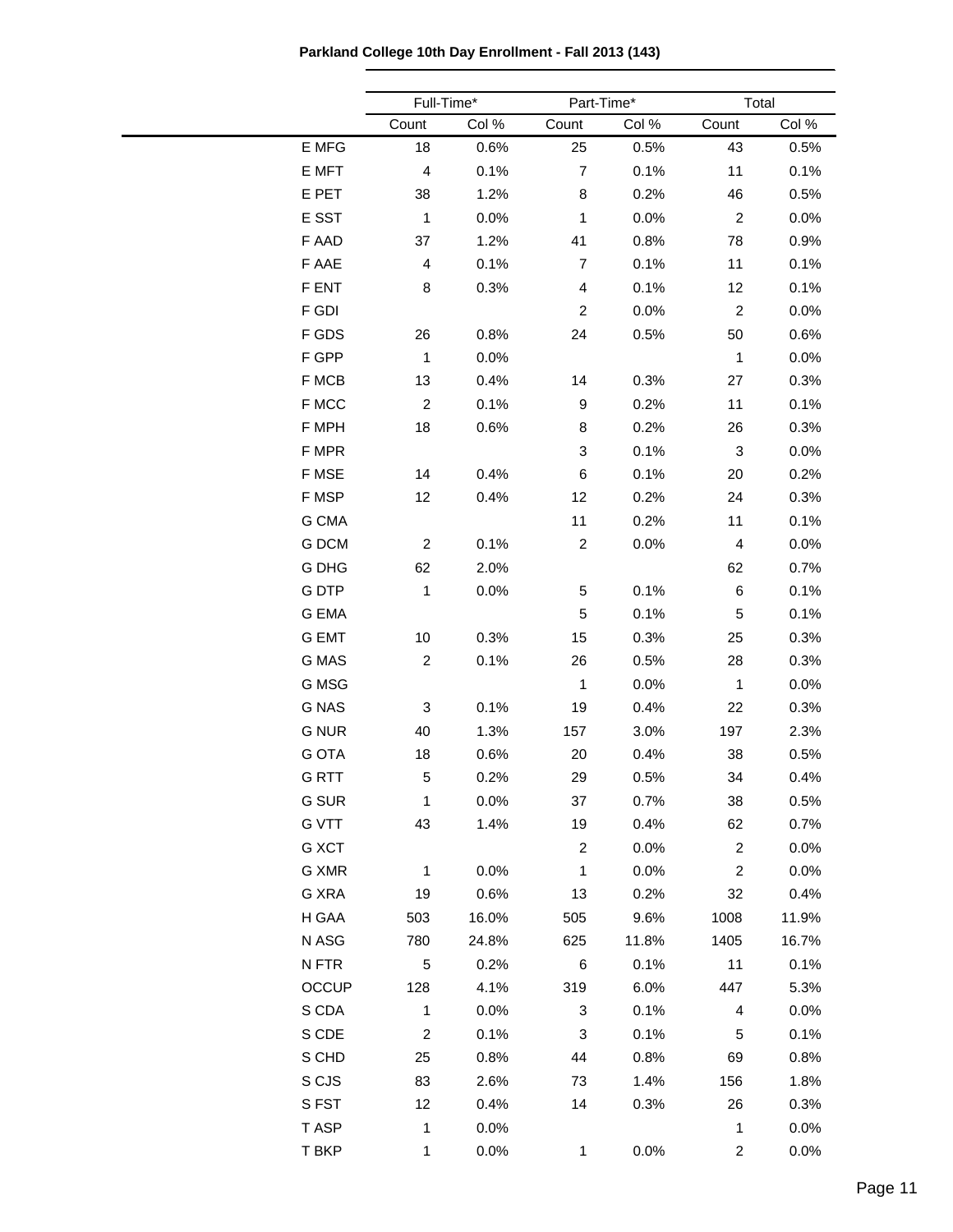**Parkland College 10th Day Enrollment - Fall 2013 (143)**

| | Full-Time* | | Part-Time* | | Total | |
|---|---|---|---|---|---|---|
| | Count | Col % | Count | Col % | Count | Col % |
| E MFG | 18 | 0.6% | 25 | 0.5% | 43 | 0.5% |
| E MFT | 4 | 0.1% | 7 | 0.1% | 11 | 0.1% |
| E PET | 38 | 1.2% | 8 | 0.2% | 46 | 0.5% |
| E SST | 1 | 0.0% | 1 | 0.0% | 2 | 0.0% |
| F AAD | 37 | 1.2% | 41 | 0.8% | 78 | 0.9% |
| F AAE | 4 | 0.1% | 7 | 0.1% | 11 | 0.1% |
| F ENT | 8 | 0.3% | 4 | 0.1% | 12 | 0.1% |
| F GDI | | | 2 | 0.0% | 2 | 0.0% |
| F GDS | 26 | 0.8% | 24 | 0.5% | 50 | 0.6% |
| F GPP | 1 | 0.0% | | | 1 | 0.0% |
| F MCB | 13 | 0.4% | 14 | 0.3% | 27 | 0.3% |
| F MCC | 2 | 0.1% | 9 | 0.2% | 11 | 0.1% |
| F MPH | 18 | 0.6% | 8 | 0.2% | 26 | 0.3% |
| F MPR | | | 3 | 0.1% | 3 | 0.0% |
| F MSE | 14 | 0.4% | 6 | 0.1% | 20 | 0.2% |
| F MSP | 12 | 0.4% | 12 | 0.2% | 24 | 0.3% |
| G CMA | | | 11 | 0.2% | 11 | 0.1% |
| G DCM | 2 | 0.1% | 2 | 0.0% | 4 | 0.0% |
| G DHG | 62 | 2.0% | | | 62 | 0.7% |
| G DTP | 1 | 0.0% | 5 | 0.1% | 6 | 0.1% |
| G EMA | | | 5 | 0.1% | 5 | 0.1% |
| G EMT | 10 | 0.3% | 15 | 0.3% | 25 | 0.3% |
| G MAS | 2 | 0.1% | 26 | 0.5% | 28 | 0.3% |
| G MSG | | | 1 | 0.0% | 1 | 0.0% |
| G NAS | 3 | 0.1% | 19 | 0.4% | 22 | 0.3% |
| G NUR | 40 | 1.3% | 157 | 3.0% | 197 | 2.3% |
| G OTA | 18 | 0.6% | 20 | 0.4% | 38 | 0.5% |
| G RTT | 5 | 0.2% | 29 | 0.5% | 34 | 0.4% |
| G SUR | 1 | 0.0% | 37 | 0.7% | 38 | 0.5% |
| G VTT | 43 | 1.4% | 19 | 0.4% | 62 | 0.7% |
| G XCT | | | 2 | 0.0% | 2 | 0.0% |
| G XMR | 1 | 0.0% | 1 | 0.0% | 2 | 0.0% |
| G XRA | 19 | 0.6% | 13 | 0.2% | 32 | 0.4% |
| H GAA | 503 | 16.0% | 505 | 9.6% | 1008 | 11.9% |
| N ASG | 780 | 24.8% | 625 | 11.8% | 1405 | 16.7% |
| N FTR | 5 | 0.2% | 6 | 0.1% | 11 | 0.1% |
| OCCUP | 128 | 4.1% | 319 | 6.0% | 447 | 5.3% |
| S CDA | 1 | 0.0% | 3 | 0.1% | 4 | 0.0% |
| S CDE | 2 | 0.1% | 3 | 0.1% | 5 | 0.1% |
| S CHD | 25 | 0.8% | 44 | 0.8% | 69 | 0.8% |
| S CJS | 83 | 2.6% | 73 | 1.4% | 156 | 1.8% |
| S FST | 12 | 0.4% | 14 | 0.3% | 26 | 0.3% |
| T ASP | 1 | 0.0% | | | 1 | 0.0% |
| T BKP | 1 | 0.0% | 1 | 0.0% | 2 | 0.0% |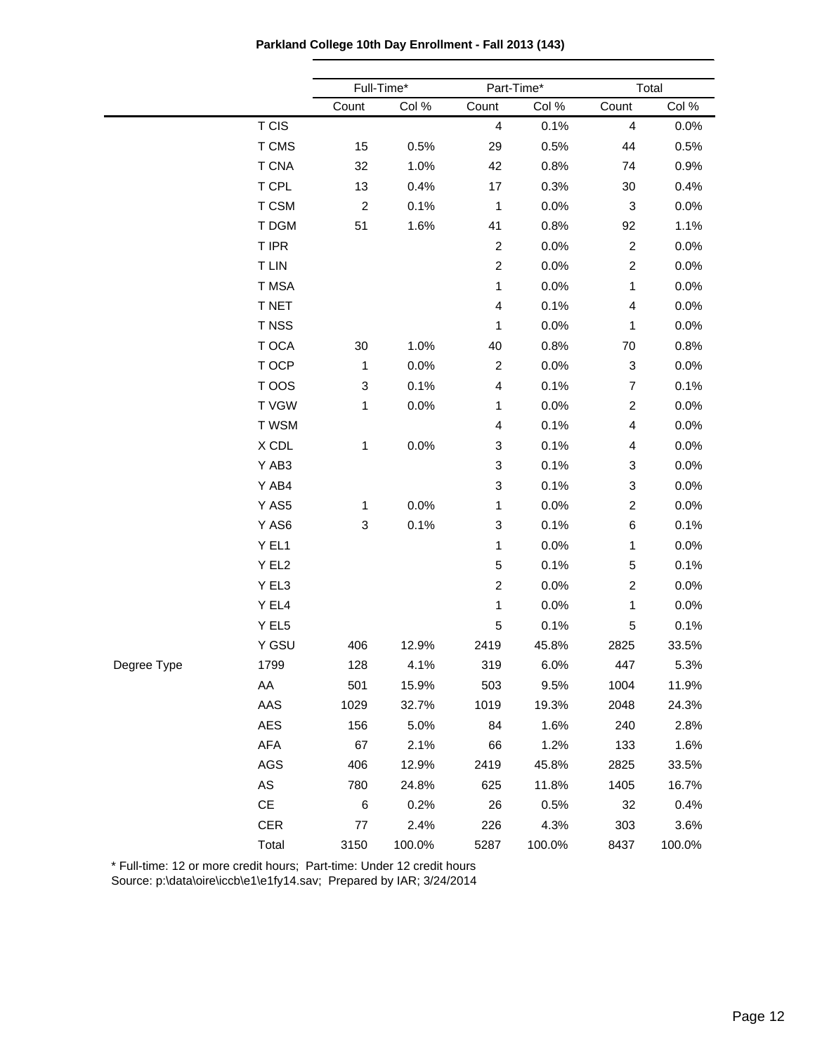**Parkland College 10th Day Enrollment - Fall 2013 (143)**

| | | Full-Time* | | Part-Time* | | Total | |
|---|---|---|---|---|---|---|---|
| | | Count | Col % | Count | Col % | Count | Col % |
| | T CIS | | | 4 | 0.1% | 4 | 0.0% |
| | T CMS | 15 | 0.5% | 29 | 0.5% | 44 | 0.5% |
| | T CNA | 32 | 1.0% | 42 | 0.8% | 74 | 0.9% |
| | T CPL | 13 | 0.4% | 17 | 0.3% | 30 | 0.4% |
| | T CSM | 2 | 0.1% | 1 | 0.0% | 3 | 0.0% |
| | T DGM | 51 | 1.6% | 41 | 0.8% | 92 | 1.1% |
| | T IPR | | | 2 | 0.0% | 2 | 0.0% |
| | T LIN | | | 2 | 0.0% | 2 | 0.0% |
| | T MSA | | | 1 | 0.0% | 1 | 0.0% |
| | T NET | | | 4 | 0.1% | 4 | 0.0% |
| | T NSS | | | 1 | 0.0% | 1 | 0.0% |
| | T OCA | 30 | 1.0% | 40 | 0.8% | 70 | 0.8% |
| | T OCP | 1 | 0.0% | 2 | 0.0% | 3 | 0.0% |
| | T OOS | 3 | 0.1% | 4 | 0.1% | 7 | 0.1% |
| | T VGW | 1 | 0.0% | 1 | 0.0% | 2 | 0.0% |
| | T WSM | | | 4 | 0.1% | 4 | 0.0% |
| | X CDL | 1 | 0.0% | 3 | 0.1% | 4 | 0.0% |
| | Y AB3 | | | 3 | 0.1% | 3 | 0.0% |
| | Y AB4 | | | 3 | 0.1% | 3 | 0.0% |
| | Y AS5 | 1 | 0.0% | 1 | 0.0% | 2 | 0.0% |
| | Y AS6 | 3 | 0.1% | 3 | 0.1% | 6 | 0.1% |
| | Y EL1 | | | 1 | 0.0% | 1 | 0.0% |
| | Y EL2 | | | 5 | 0.1% | 5 | 0.1% |
| | Y EL3 | | | 2 | 0.0% | 2 | 0.0% |
| | Y EL4 | | | 1 | 0.0% | 1 | 0.0% |
| | Y EL5 | | | 5 | 0.1% | 5 | 0.1% |
| | Y GSU | 406 | 12.9% | 2419 | 45.8% | 2825 | 33.5% |
| Degree Type | 1799 | 128 | 4.1% | 319 | 6.0% | 447 | 5.3% |
| | AA | 501 | 15.9% | 503 | 9.5% | 1004 | 11.9% |
| | AAS | 1029 | 32.7% | 1019 | 19.3% | 2048 | 24.3% |
| | AES | 156 | 5.0% | 84 | 1.6% | 240 | 2.8% |
| | AFA | 67 | 2.1% | 66 | 1.2% | 133 | 1.6% |
| | AGS | 406 | 12.9% | 2419 | 45.8% | 2825 | 33.5% |
| | AS | 780 | 24.8% | 625 | 11.8% | 1405 | 16.7% |
| | CE | 6 | 0.2% | 26 | 0.5% | 32 | 0.4% |
| | CER | 77 | 2.4% | 226 | 4.3% | 303 | 3.6% |
| | Total | 3150 | 100.0% | 5287 | 100.0% | 8437 | 100.0% |

* Full-time: 12 or more credit hours; Part-time: Under 12 credit hours
Source: p:\data\oire\iccb\e1\e1fy14.sav; Prepared by IAR; 3/24/2014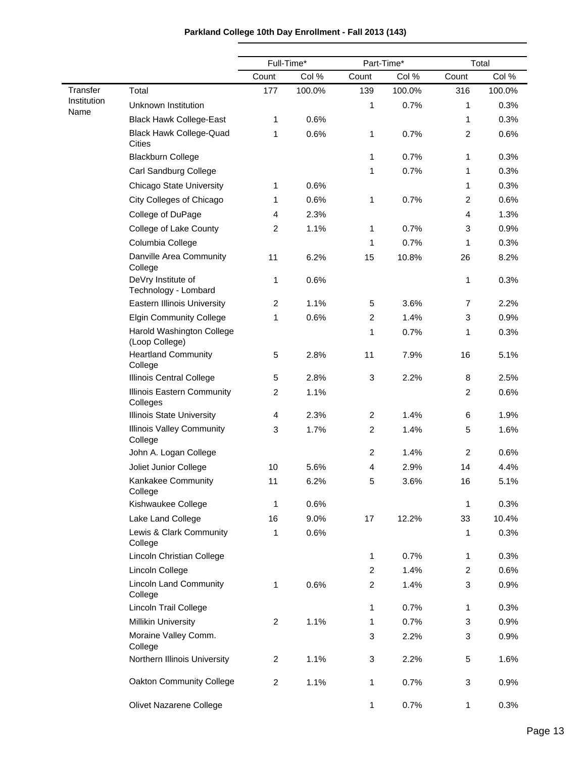**Parkland College 10th Day Enrollment - Fall 2013 (143)**

| | | Full-Time* | | Part-Time* | | Total | |
|---|---|---|---|---|---|---|---|
| | | Count | Col % | Count | Col % | Count | Col % |
| Transfer Institution Name | Total | 177 | 100.0% | 139 | 100.0% | 316 | 100.0% |
| | Unknown Institution | | | 1 | 0.7% | 1 | 0.3% |
| | Black Hawk College-East | 1 | 0.6% | | | 1 | 0.3% |
| | Black Hawk College-Quad Cities | 1 | 0.6% | 1 | 0.7% | 2 | 0.6% |
| | Blackburn College | | | 1 | 0.7% | 1 | 0.3% |
| | Carl Sandburg College | | | 1 | 0.7% | 1 | 0.3% |
| | Chicago State University | 1 | 0.6% | | | 1 | 0.3% |
| | City Colleges of Chicago | 1 | 0.6% | 1 | 0.7% | 2 | 0.6% |
| | College of DuPage | 4 | 2.3% | | | 4 | 1.3% |
| | College of Lake County | 2 | 1.1% | 1 | 0.7% | 3 | 0.9% |
| | Columbia College | | | 1 | 0.7% | 1 | 0.3% |
| | Danville Area Community College | 11 | 6.2% | 15 | 10.8% | 26 | 8.2% |
| | DeVry Institute of Technology - Lombard | 1 | 0.6% | | | 1 | 0.3% |
| | Eastern Illinois University | 2 | 1.1% | 5 | 3.6% | 7 | 2.2% |
| | Elgin Community College | 1 | 0.6% | 2 | 1.4% | 3 | 0.9% |
| | Harold Washington College (Loop College) | | | 1 | 0.7% | 1 | 0.3% |
| | Heartland Community College | 5 | 2.8% | 11 | 7.9% | 16 | 5.1% |
| | Illinois Central College | 5 | 2.8% | 3 | 2.2% | 8 | 2.5% |
| | Illinois Eastern Community Colleges | 2 | 1.1% | | | 2 | 0.6% |
| | Illinois State University | 4 | 2.3% | 2 | 1.4% | 6 | 1.9% |
| | Illinois Valley Community College | 3 | 1.7% | 2 | 1.4% | 5 | 1.6% |
| | John A. Logan College | | | 2 | 1.4% | 2 | 0.6% |
| | Joliet Junior College | 10 | 5.6% | 4 | 2.9% | 14 | 4.4% |
| | Kankakee Community College | 11 | 6.2% | 5 | 3.6% | 16 | 5.1% |
| | Kishwaukee College | 1 | 0.6% | | | 1 | 0.3% |
| | Lake Land College | 16 | 9.0% | 17 | 12.2% | 33 | 10.4% |
| | Lewis & Clark Community College | 1 | 0.6% | | | 1 | 0.3% |
| | Lincoln Christian College | | | 1 | 0.7% | 1 | 0.3% |
| | Lincoln College | | | 2 | 1.4% | 2 | 0.6% |
| | Lincoln Land Community College | 1 | 0.6% | 2 | 1.4% | 3 | 0.9% |
| | Lincoln Trail College | | | 1 | 0.7% | 1 | 0.3% |
| | Millikin University | 2 | 1.1% | 1 | 0.7% | 3 | 0.9% |
| | Moraine Valley Comm. College | | | 3 | 2.2% | 3 | 0.9% |
| | Northern Illinois University | 2 | 1.1% | 3 | 2.2% | 5 | 1.6% |
| | Oakton Community College | 2 | 1.1% | 1 | 0.7% | 3 | 0.9% |
| | Olivet Nazarene College | | | 1 | 0.7% | 1 | 0.3% |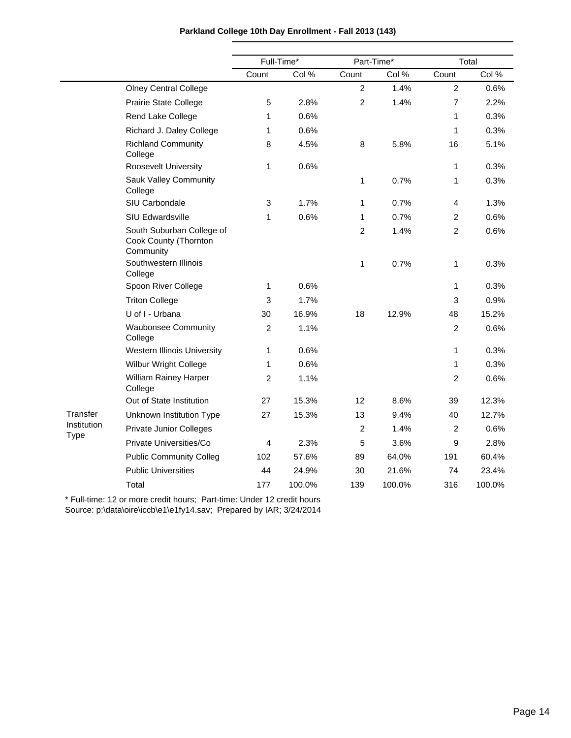**Parkland College 10th Day Enrollment - Fall 2013 (143)**

| | | Full-Time* | | Part-Time* | | Total | |
|---|---|---|---|---|---|---|---|
| | | Count | Col % | Count | Col % | Count | Col % |
| | Olney Central College | | | 2 | 1.4% | 2 | 0.6% |
| | Prairie State College | 5 | 2.8% | 2 | 1.4% | 7 | 2.2% |
| | Rend Lake College | 1 | 0.6% | | | 1 | 0.3% |
| | Richard J. Daley College | 1 | 0.6% | | | 1 | 0.3% |
| | Richland Community College | 8 | 4.5% | 8 | 5.8% | 16 | 5.1% |
| | Roosevelt University | 1 | 0.6% | | | 1 | 0.3% |
| | Sauk Valley Community College | | | 1 | 0.7% | 1 | 0.3% |
| | SIU Carbondale | 3 | 1.7% | 1 | 0.7% | 4 | 1.3% |
| | SIU Edwardsville | 1 | 0.6% | 1 | 0.7% | 2 | 0.6% |
| | South Suburban College of Cook County (Thornton Community | | | 2 | 1.4% | 2 | 0.6% |
| | Southwestern Illinois College | | | 1 | 0.7% | 1 | 0.3% |
| | Spoon River College | 1 | 0.6% | | | 1 | 0.3% |
| | Triton College | 3 | 1.7% | | | 3 | 0.9% |
| | U of I - Urbana | 30 | 16.9% | 18 | 12.9% | 48 | 15.2% |
| | Waubonsee Community College | 2 | 1.1% | | | 2 | 0.6% |
| | Western Illinois University | 1 | 0.6% | | | 1 | 0.3% |
| | Wilbur Wright College | 1 | 0.6% | | | 1 | 0.3% |
| | William Rainey Harper College | 2 | 1.1% | | | 2 | 0.6% |
| | Out of State Institution | 27 | 15.3% | 12 | 8.6% | 39 | 12.3% |
| Transfer Institution Type | Unknown Institution Type | 27 | 15.3% | 13 | 9.4% | 40 | 12.7% |
| | Private Junior Colleges | | | 2 | 1.4% | 2 | 0.6% |
| | Private Universities/Co | 4 | 2.3% | 5 | 3.6% | 9 | 2.8% |
| | Public Community Colleg | 102 | 57.6% | 89 | 64.0% | 191 | 60.4% |
| | Public Universities | 44 | 24.9% | 30 | 21.6% | 74 | 23.4% |
| | Total | 177 | 100.0% | 139 | 100.0% | 316 | 100.0% |

* Full-time: 12 or more credit hours; Part-time: Under 12 credit hours
Source: p:\data\oire\iccb\e1\e1fy14.sav; Prepared by IAR; 3/24/2014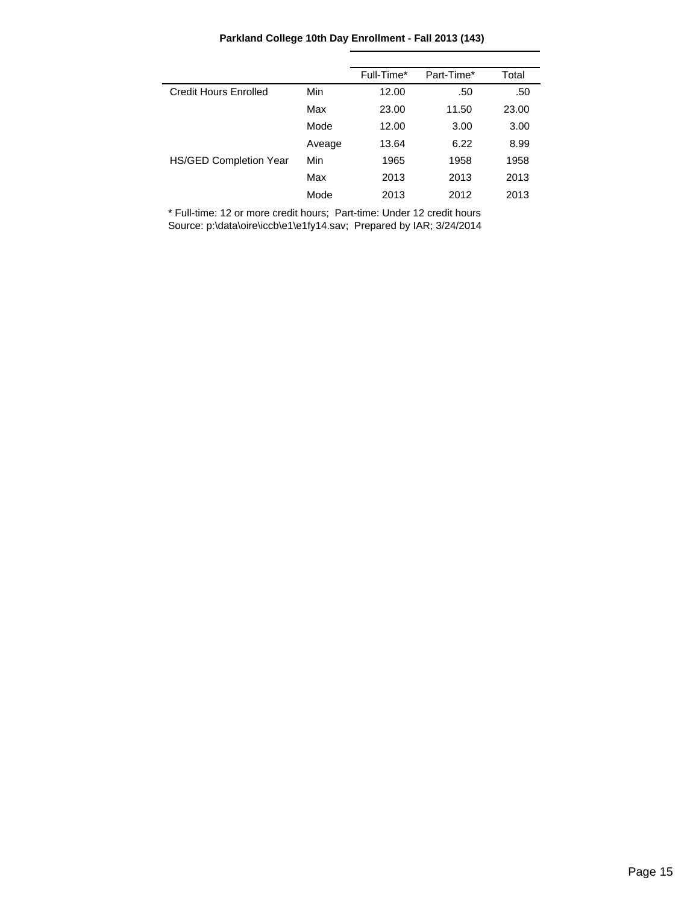**Parkland College 10th Day Enrollment - Fall 2013 (143)**

| | | Full-Time* | Part-Time* | Total |
|---|---|---|---|---|
| Credit Hours Enrolled | Min | 12.00 | .50 | .50 |
| | Max | 23.00 | 11.50 | 23.00 |
| | Mode | 12.00 | 3.00 | 3.00 |
| | Aveage | 13.64 | 6.22 | 8.99 |
| HS/GED Completion Year | Min | 1965 | 1958 | 1958 |
| | Max | 2013 | 2013 | 2013 |
| | Mode | 2013 | 2012 | 2013 |

* Full-time: 12 or more credit hours; Part-time: Under 12 credit hours
Source: p:\data\oire\iccb\e1\e1fy14.sav; Prepared by IAR; 3/24/2014